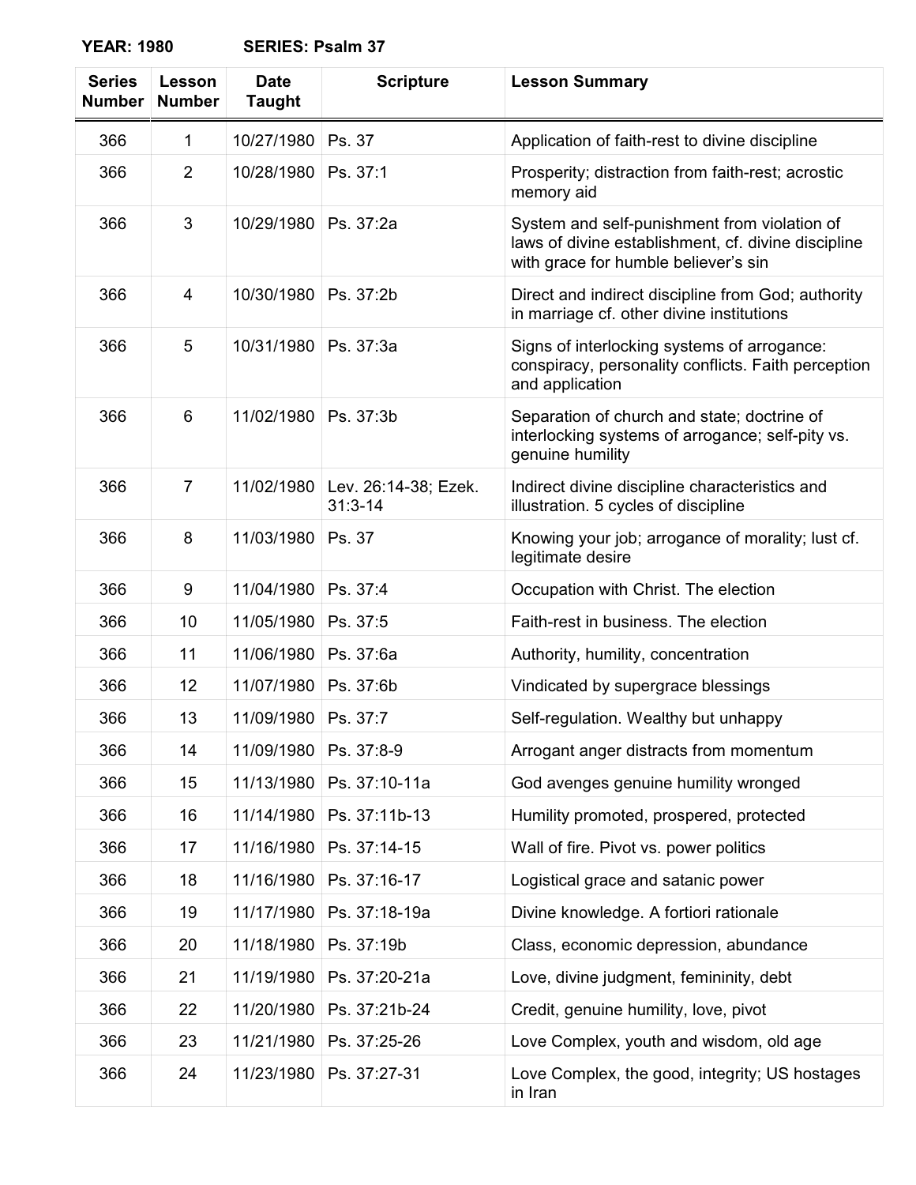**YEAR: 1980** **SERIES: Psalm 37**

| Series Number | Lesson Number | Date Taught | Scripture | Lesson Summary |
|---|---|---|---|---|
| 366 | 1 | 10/27/1980 | Ps. 37 | Application of faith-rest to divine discipline |
| 366 | 2 | 10/28/1980 | Ps. 37:1 | Prosperity; distraction from faith-rest; acrostic memory aid |
| 366 | 3 | 10/29/1980 | Ps. 37:2a | System and self-punishment from violation of laws of divine establishment, cf. divine discipline with grace for humble believer's sin |
| 366 | 4 | 10/30/1980 | Ps. 37:2b | Direct and indirect discipline from God; authority in marriage cf. other divine institutions |
| 366 | 5 | 10/31/1980 | Ps. 37:3a | Signs of interlocking systems of arrogance: conspiracy, personality conflicts. Faith perception and application |
| 366 | 6 | 11/02/1980 | Ps. 37:3b | Separation of church and state; doctrine of interlocking systems of arrogance; self-pity vs. genuine humility |
| 366 | 7 | 11/02/1980 | Lev. 26:14-38; Ezek. 31:3-14 | Indirect divine discipline characteristics and illustration. 5 cycles of discipline |
| 366 | 8 | 11/03/1980 | Ps. 37 | Knowing your job; arrogance of morality; lust cf. legitimate desire |
| 366 | 9 | 11/04/1980 | Ps. 37:4 | Occupation with Christ. The election |
| 366 | 10 | 11/05/1980 | Ps. 37:5 | Faith-rest in business. The election |
| 366 | 11 | 11/06/1980 | Ps. 37:6a | Authority, humility, concentration |
| 366 | 12 | 11/07/1980 | Ps. 37:6b | Vindicated by supergrace blessings |
| 366 | 13 | 11/09/1980 | Ps. 37:7 | Self-regulation. Wealthy but unhappy |
| 366 | 14 | 11/09/1980 | Ps. 37:8-9 | Arrogant anger distracts from momentum |
| 366 | 15 | 11/13/1980 | Ps. 37:10-11a | God avenges genuine humility wronged |
| 366 | 16 | 11/14/1980 | Ps. 37:11b-13 | Humility promoted, prospered, protected |
| 366 | 17 | 11/16/1980 | Ps. 37:14-15 | Wall of fire. Pivot vs. power politics |
| 366 | 18 | 11/16/1980 | Ps. 37:16-17 | Logistical grace and satanic power |
| 366 | 19 | 11/17/1980 | Ps. 37:18-19a | Divine knowledge. A fortiori rationale |
| 366 | 20 | 11/18/1980 | Ps. 37:19b | Class, economic depression, abundance |
| 366 | 21 | 11/19/1980 | Ps. 37:20-21a | Love, divine judgment, femininity, debt |
| 366 | 22 | 11/20/1980 | Ps. 37:21b-24 | Credit, genuine humility, love, pivot |
| 366 | 23 | 11/21/1980 | Ps. 37:25-26 | Love Complex, youth and wisdom, old age |
| 366 | 24 | 11/23/1980 | Ps. 37:27-31 | Love Complex, the good, integrity; US hostages in Iran |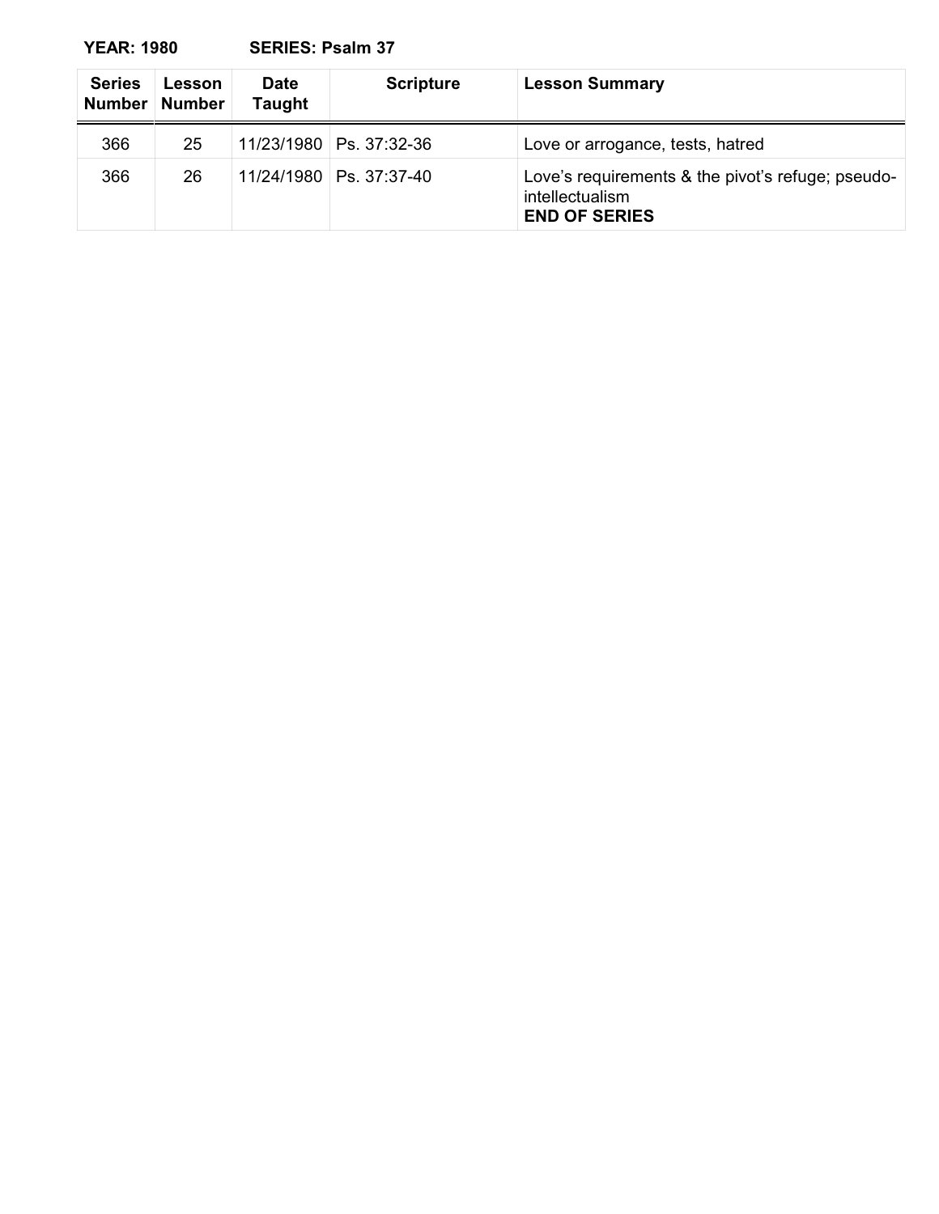**YEAR: 1980 SERIES: Psalm 37**

| Series Number | Lesson Number | Date Taught | Scripture | Lesson Summary |
|---|---|---|---|---|
| 366 | 25 | 11/23/1980 | Ps. 37:32-36 | Love or arrogance, tests, hatred |
| 366 | 26 | 11/24/1980 | Ps. 37:37-40 | Love's requirements & the pivot's refuge; pseudo-intellectualism **END OF SERIES** |